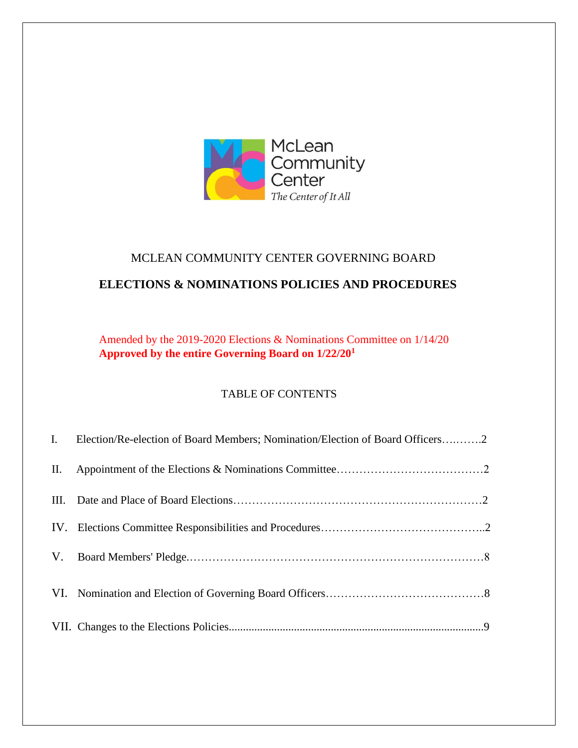McLean Community Center
*The Center of It All*

MCLEAN COMMUNITY CENTER GOVERNING BOARD

# ELECTIONS & NOMINATIONS POLICIES AND PROCEDURES

Amended by the 2019-2020 Elections & Nominations Committee on 1/14/20
**Approved by the entire Governing Board on 1/22/20[1]**

TABLE OF CONTENTS

I. Election/Re-election of Board Members; Nomination/Election of Board Officers….…….2

II. Appointment of the Elections & Nominations Committee…………………………………2

III. Date and Place of Board Elections……………………………………………………………2

IV. Elections Committee Responsibilities and Procedures……………………………………..2

V. Board Members' Pledge.…………………………………………………………………………8

VI. Nomination and Election of Governing Board Officers……………………………………8

VII. Changes to the Elections Policies...........................................................................................9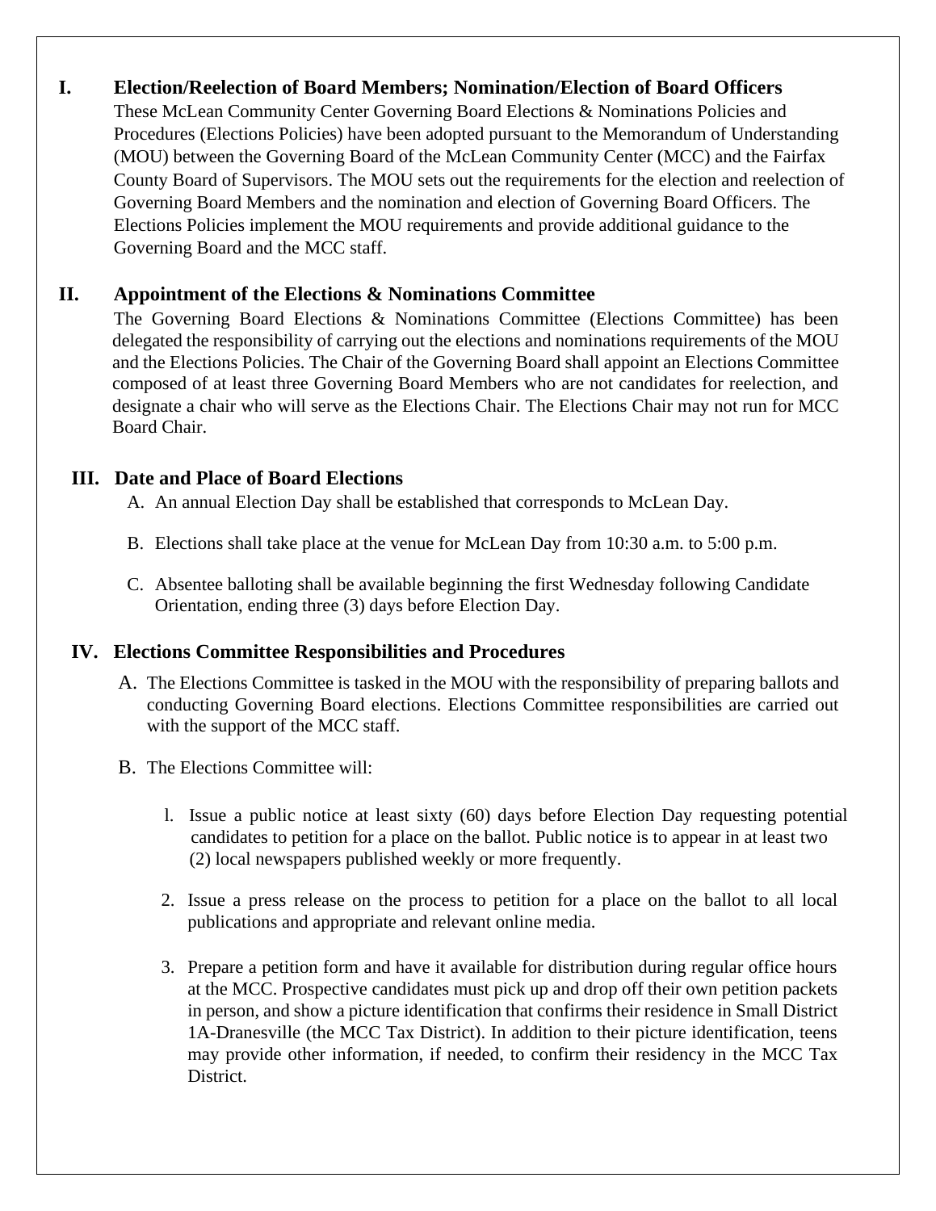## I. Election/Reelection of Board Members; Nomination/Election of Board Officers

These McLean Community Center Governing Board Elections & Nominations Policies and Procedures (Elections Policies) have been adopted pursuant to the Memorandum of Understanding (MOU) between the Governing Board of the McLean Community Center (MCC) and the Fairfax County Board of Supervisors. The MOU sets out the requirements for the election and reelection of Governing Board Members and the nomination and election of Governing Board Officers. The Elections Policies implement the MOU requirements and provide additional guidance to the Governing Board and the MCC staff.

## II. Appointment of the Elections & Nominations Committee

The Governing Board Elections & Nominations Committee (Elections Committee) has been delegated the responsibility of carrying out the elections and nominations requirements of the MOU and the Elections Policies. The Chair of the Governing Board shall appoint an Elections Committee composed of at least three Governing Board Members who are not candidates for reelection, and designate a chair who will serve as the Elections Chair. The Elections Chair may not run for MCC Board Chair.

## III. Date and Place of Board Elections

A. An annual Election Day shall be established that corresponds to McLean Day.

B. Elections shall take place at the venue for McLean Day from 10:30 a.m. to 5:00 p.m.

C. Absentee balloting shall be available beginning the first Wednesday following Candidate Orientation, ending three (3) days before Election Day.

## IV. Elections Committee Responsibilities and Procedures

A. The Elections Committee is tasked in the MOU with the responsibility of preparing ballots and conducting Governing Board elections. Elections Committee responsibilities are carried out with the support of the MCC staff.

B. The Elections Committee will:

1. Issue a public notice at least sixty (60) days before Election Day requesting potential candidates to petition for a place on the ballot. Public notice is to appear in at least two (2) local newspapers published weekly or more frequently.

2. Issue a press release on the process to petition for a place on the ballot to all local publications and appropriate and relevant online media.

3. Prepare a petition form and have it available for distribution during regular office hours at the MCC. Prospective candidates must pick up and drop off their own petition packets in person, and show a picture identification that confirms their residence in Small District 1A-Dranesville (the MCC Tax District). In addition to their picture identification, teens may provide other information, if needed, to confirm their residency in the MCC Tax District.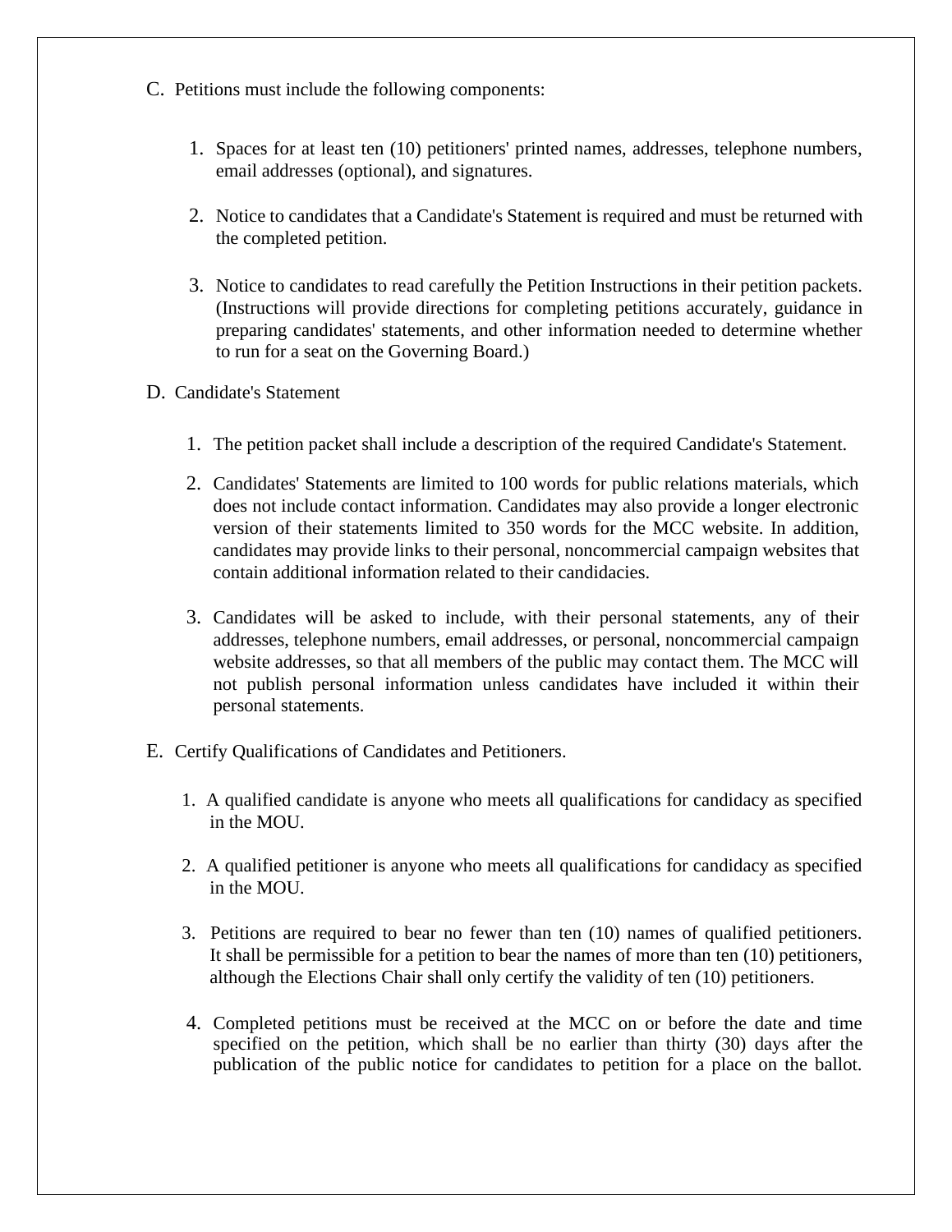C. Petitions must include the following components:

1. Spaces for at least ten (10) petitioners' printed names, addresses, telephone numbers, email addresses (optional), and signatures.

2. Notice to candidates that a Candidate's Statement is required and must be returned with the completed petition.

3. Notice to candidates to read carefully the Petition Instructions in their petition packets. (Instructions will provide directions for completing petitions accurately, guidance in preparing candidates' statements, and other information needed to determine whether to run for a seat on the Governing Board.)

D. Candidate's Statement

1. The petition packet shall include a description of the required Candidate's Statement.

2. Candidates' Statements are limited to 100 words for public relations materials, which does not include contact information. Candidates may also provide a longer electronic version of their statements limited to 350 words for the MCC website. In addition, candidates may provide links to their personal, noncommercial campaign websites that contain additional information related to their candidacies.

3. Candidates will be asked to include, with their personal statements, any of their addresses, telephone numbers, email addresses, or personal, noncommercial campaign website addresses, so that all members of the public may contact them. The MCC will not publish personal information unless candidates have included it within their personal statements.

E. Certify Qualifications of Candidates and Petitioners.

1. A qualified candidate is anyone who meets all qualifications for candidacy as specified in the MOU.

2. A qualified petitioner is anyone who meets all qualifications for candidacy as specified in the MOU.

3. Petitions are required to bear no fewer than ten (10) names of qualified petitioners. It shall be permissible for a petition to bear the names of more than ten (10) petitioners, although the Elections Chair shall only certify the validity of ten (10) petitioners.

4. Completed petitions must be received at the MCC on or before the date and time specified on the petition, which shall be no earlier than thirty (30) days after the publication of the public notice for candidates to petition for a place on the ballot.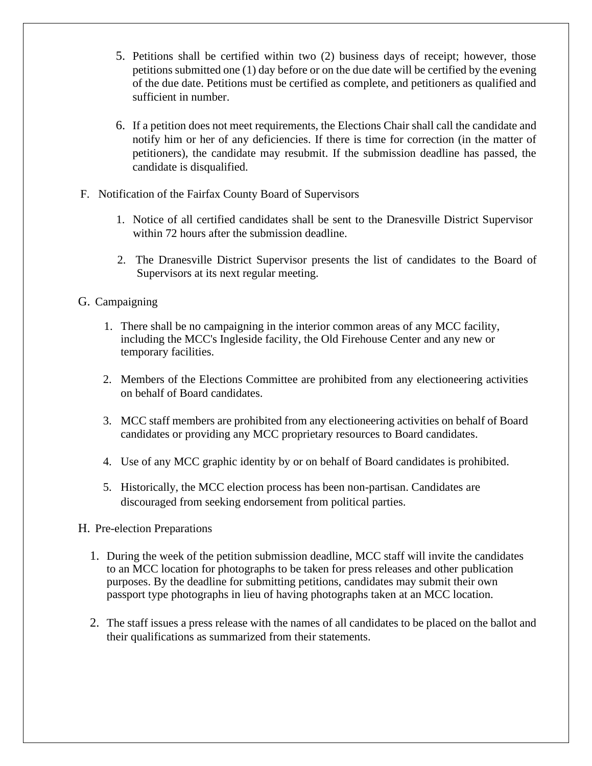5. Petitions shall be certified within two (2) business days of receipt; however, those petitions submitted one (1) day before or on the due date will be certified by the evening of the due date. Petitions must be certified as complete, and petitioners as qualified and sufficient in number.

6. If a petition does not meet requirements, the Elections Chair shall call the candidate and notify him or her of any deficiencies. If there is time for correction (in the matter of petitioners), the candidate may resubmit. If the submission deadline has passed, the candidate is disqualified.

F. Notification of the Fairfax County Board of Supervisors

1. Notice of all certified candidates shall be sent to the Dranesville District Supervisor within 72 hours after the submission deadline.

2. The Dranesville District Supervisor presents the list of candidates to the Board of Supervisors at its next regular meeting.

G. Campaigning

1. There shall be no campaigning in the interior common areas of any MCC facility, including the MCC's Ingleside facility, the Old Firehouse Center and any new or temporary facilities.

2. Members of the Elections Committee are prohibited from any electioneering activities on behalf of Board candidates.

3. MCC staff members are prohibited from any electioneering activities on behalf of Board candidates or providing any MCC proprietary resources to Board candidates.

4. Use of any MCC graphic identity by or on behalf of Board candidates is prohibited.

5. Historically, the MCC election process has been non-partisan. Candidates are discouraged from seeking endorsement from political parties.

H. Pre-election Preparations

1. During the week of the petition submission deadline, MCC staff will invite the candidates to an MCC location for photographs to be taken for press releases and other publication purposes. By the deadline for submitting petitions, candidates may submit their own passport type photographs in lieu of having photographs taken at an MCC location.

2. The staff issues a press release with the names of all candidates to be placed on the ballot and their qualifications as summarized from their statements.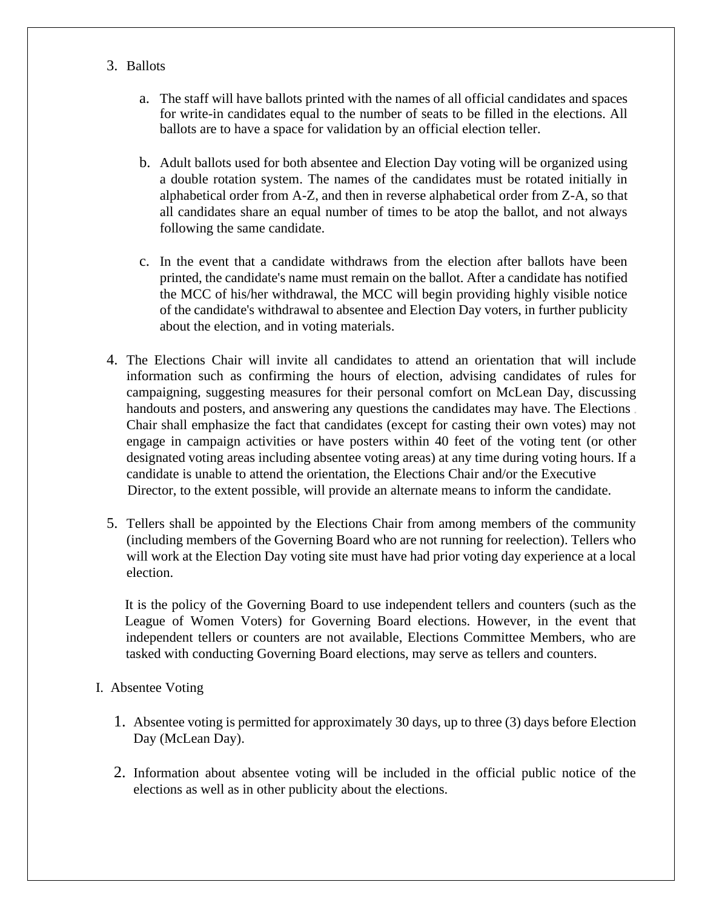3. Ballots

   a. The staff will have ballots printed with the names of all official candidates and spaces for write-in candidates equal to the number of seats to be filled in the elections. All ballots are to have a space for validation by an official election teller.

   b. Adult ballots used for both absentee and Election Day voting will be organized using a double rotation system. The names of the candidates must be rotated initially in alphabetical order from A-Z, and then in reverse alphabetical order from Z-A, so that all candidates share an equal number of times to be atop the ballot, and not always following the same candidate.

   c. In the event that a candidate withdraws from the election after ballots have been printed, the candidate's name must remain on the ballot. After a candidate has notified the MCC of his/her withdrawal, the MCC will begin providing highly visible notice of the candidate's withdrawal to absentee and Election Day voters, in further publicity about the election, and in voting materials.

4. The Elections Chair will invite all candidates to attend an orientation that will include information such as confirming the hours of election, advising candidates of rules for campaigning, suggesting measures for their personal comfort on McLean Day, discussing handouts and posters, and answering any questions the candidates may have. The Elections Chair shall emphasize the fact that candidates (except for casting their own votes) may not engage in campaign activities or have posters within 40 feet of the voting tent (or other designated voting areas including absentee voting areas) at any time during voting hours. If a candidate is unable to attend the orientation, the Elections Chair and/or the Executive Director, to the extent possible, will provide an alternate means to inform the candidate.

5. Tellers shall be appointed by the Elections Chair from among members of the community (including members of the Governing Board who are not running for reelection). Tellers who will work at the Election Day voting site must have had prior voting day experience at a local election.

   It is the policy of the Governing Board to use independent tellers and counters (such as the League of Women Voters) for Governing Board elections. However, in the event that independent tellers or counters are not available, Elections Committee Members, who are tasked with conducting Governing Board elections, may serve as tellers and counters.

I. Absentee Voting

1. Absentee voting is permitted for approximately 30 days, up to three (3) days before Election Day (McLean Day).

2. Information about absentee voting will be included in the official public notice of the elections as well as in other publicity about the elections.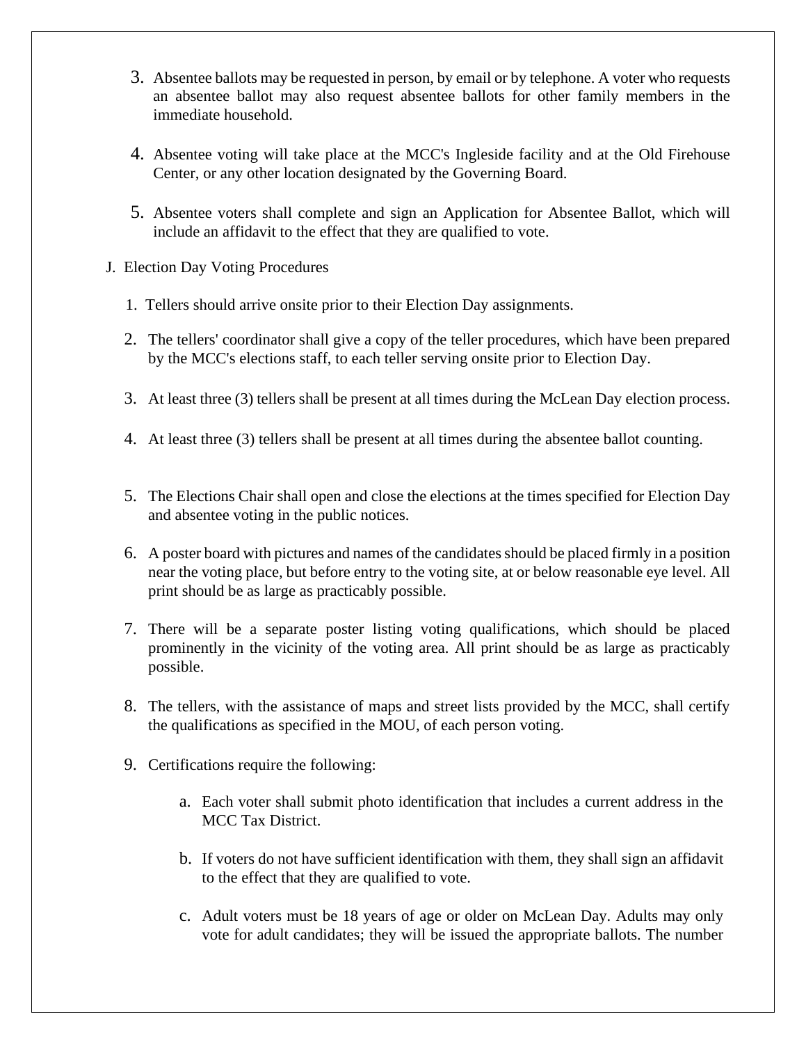3. Absentee ballots may be requested in person, by email or by telephone. A voter who requests an absentee ballot may also request absentee ballots for other family members in the immediate household.

4. Absentee voting will take place at the MCC's Ingleside facility and at the Old Firehouse Center, or any other location designated by the Governing Board.

5. Absentee voters shall complete and sign an Application for Absentee Ballot, which will include an affidavit to the effect that they are qualified to vote.

J. Election Day Voting Procedures

1. Tellers should arrive onsite prior to their Election Day assignments.

2. The tellers' coordinator shall give a copy of the teller procedures, which have been prepared by the MCC's elections staff, to each teller serving onsite prior to Election Day.

3. At least three (3) tellers shall be present at all times during the McLean Day election process.

4. At least three (3) tellers shall be present at all times during the absentee ballot counting.

5. The Elections Chair shall open and close the elections at the times specified for Election Day and absentee voting in the public notices.

6. A poster board with pictures and names of the candidates should be placed firmly in a position near the voting place, but before entry to the voting site, at or below reasonable eye level. All print should be as large as practicably possible.

7. There will be a separate poster listing voting qualifications, which should be placed prominently in the vicinity of the voting area. All print should be as large as practicably possible.

8. The tellers, with the assistance of maps and street lists provided by the MCC, shall certify the qualifications as specified in the MOU, of each person voting.

9. Certifications require the following:

   a. Each voter shall submit photo identification that includes a current address in the MCC Tax District.

   b. If voters do not have sufficient identification with them, they shall sign an affidavit to the effect that they are qualified to vote.

   c. Adult voters must be 18 years of age or older on McLean Day. Adults may only vote for adult candidates; they will be issued the appropriate ballots. The number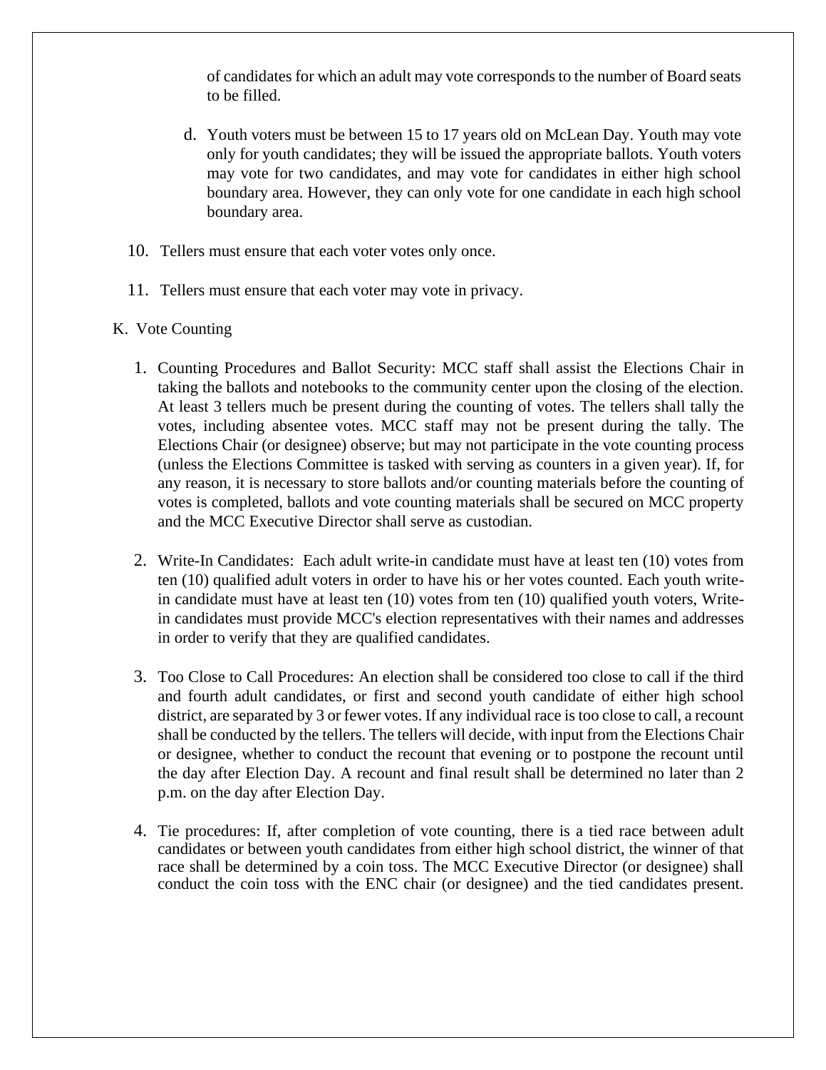of candidates for which an adult may vote corresponds to the number of Board seats to be filled.

d. Youth voters must be between 15 to 17 years old on McLean Day. Youth may vote only for youth candidates; they will be issued the appropriate ballots. Youth voters may vote for two candidates, and may vote for candidates in either high school boundary area. However, they can only vote for one candidate in each high school boundary area.

10. Tellers must ensure that each voter votes only once.

11. Tellers must ensure that each voter may vote in privacy.

K. Vote Counting

1. Counting Procedures and Ballot Security: MCC staff shall assist the Elections Chair in taking the ballots and notebooks to the community center upon the closing of the election. At least 3 tellers much be present during the counting of votes. The tellers shall tally the votes, including absentee votes. MCC staff may not be present during the tally. The Elections Chair (or designee) observe; but may not participate in the vote counting process (unless the Elections Committee is tasked with serving as counters in a given year). If, for any reason, it is necessary to store ballots and/or counting materials before the counting of votes is completed, ballots and vote counting materials shall be secured on MCC property and the MCC Executive Director shall serve as custodian.

2. Write-In Candidates: Each adult write-in candidate must have at least ten (10) votes from ten (10) qualified adult voters in order to have his or her votes counted. Each youth write-in candidate must have at least ten (10) votes from ten (10) qualified youth voters, Write-in candidates must provide MCC's election representatives with their names and addresses in order to verify that they are qualified candidates.

3. Too Close to Call Procedures: An election shall be considered too close to call if the third and fourth adult candidates, or first and second youth candidate of either high school district, are separated by 3 or fewer votes. If any individual race is too close to call, a recount shall be conducted by the tellers. The tellers will decide, with input from the Elections Chair or designee, whether to conduct the recount that evening or to postpone the recount until the day after Election Day. A recount and final result shall be determined no later than 2 p.m. on the day after Election Day.

4. Tie procedures: If, after completion of vote counting, there is a tied race between adult candidates or between youth candidates from either high school district, the winner of that race shall be determined by a coin toss. The MCC Executive Director (or designee) shall conduct the coin toss with the ENC chair (or designee) and the tied candidates present.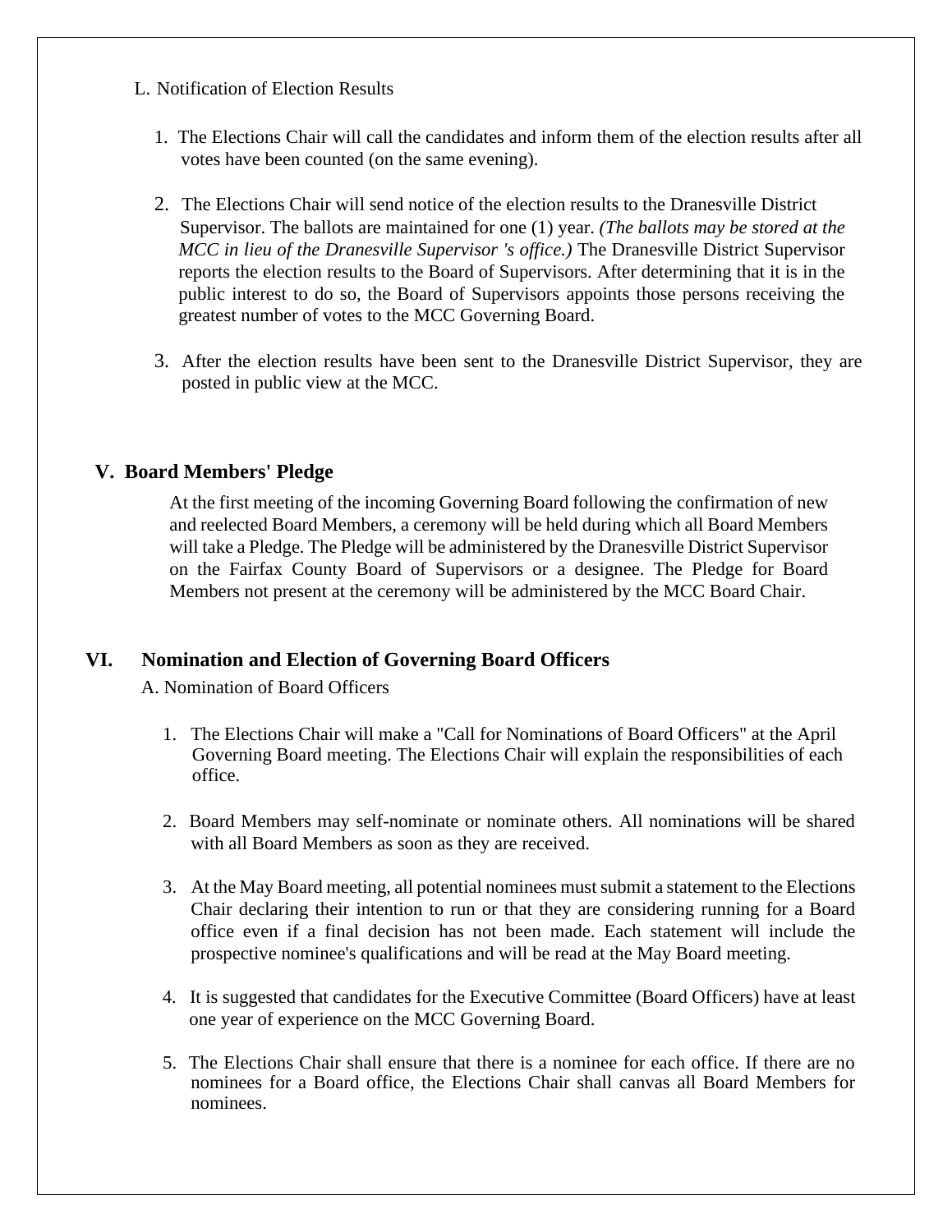L. Notification of Election Results

1. The Elections Chair will call the candidates and inform them of the election results after all votes have been counted (on the same evening).

2. The Elections Chair will send notice of the election results to the Dranesville District Supervisor. The ballots are maintained for one (1) year. *(The ballots may be stored at the MCC in lieu of the Dranesville Supervisor 's office.)* The Dranesville District Supervisor reports the election results to the Board of Supervisors. After determining that it is in the public interest to do so, the Board of Supervisors appoints those persons receiving the greatest number of votes to the MCC Governing Board.

3. After the election results have been sent to the Dranesville District Supervisor, they are posted in public view at the MCC.

## V. Board Members' Pledge

At the first meeting of the incoming Governing Board following the confirmation of new and reelected Board Members, a ceremony will be held during which all Board Members will take a Pledge. The Pledge will be administered by the Dranesville District Supervisor on the Fairfax County Board of Supervisors or a designee. The Pledge for Board Members not present at the ceremony will be administered by the MCC Board Chair.

## VI. Nomination and Election of Governing Board Officers

A. Nomination of Board Officers

1. The Elections Chair will make a "Call for Nominations of Board Officers" at the April Governing Board meeting. The Elections Chair will explain the responsibilities of each office.

2. Board Members may self-nominate or nominate others. All nominations will be shared with all Board Members as soon as they are received.

3. At the May Board meeting, all potential nominees must submit a statement to the Elections Chair declaring their intention to run or that they are considering running for a Board office even if a final decision has not been made. Each statement will include the prospective nominee's qualifications and will be read at the May Board meeting.

4. It is suggested that candidates for the Executive Committee (Board Officers) have at least one year of experience on the MCC Governing Board.

5. The Elections Chair shall ensure that there is a nominee for each office. If there are no nominees for a Board office, the Elections Chair shall canvas all Board Members for nominees.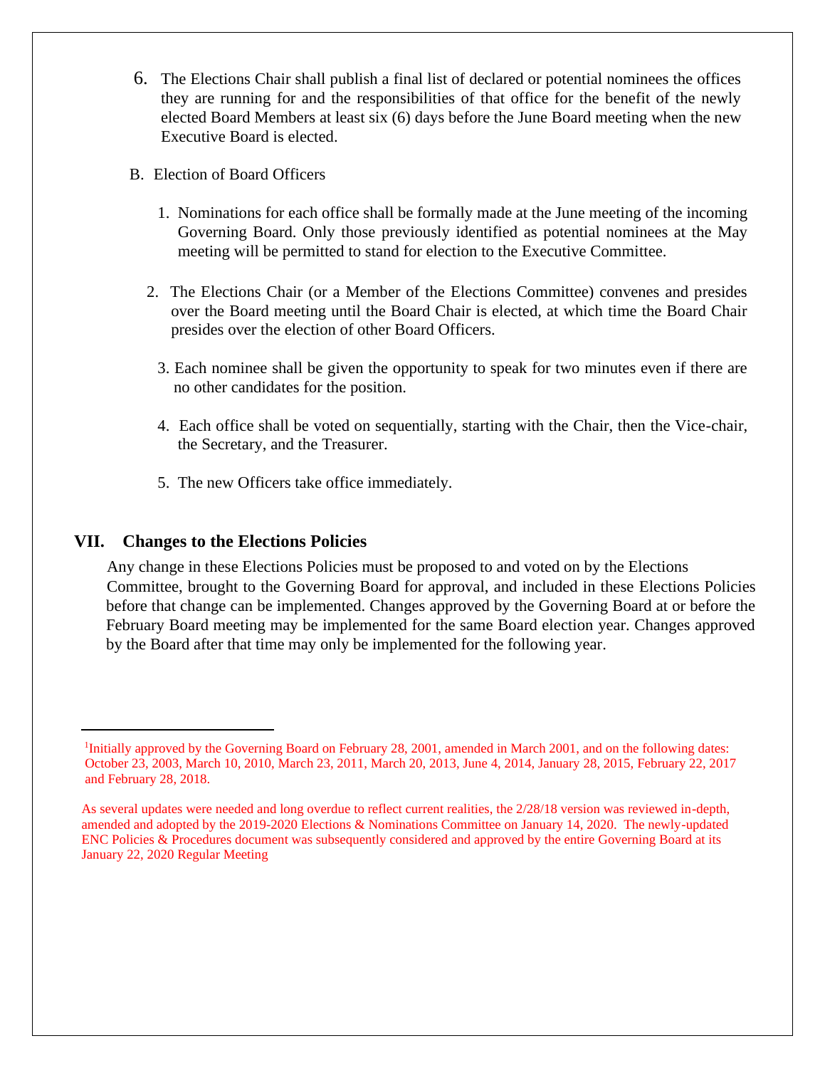6. The Elections Chair shall publish a final list of declared or potential nominees the offices they are running for and the responsibilities of that office for the benefit of the newly elected Board Members at least six (6) days before the June Board meeting when the new Executive Board is elected.

B. Election of Board Officers

1. Nominations for each office shall be formally made at the June meeting of the incoming Governing Board. Only those previously identified as potential nominees at the May meeting will be permitted to stand for election to the Executive Committee.

2. The Elections Chair (or a Member of the Elections Committee) convenes and presides over the Board meeting until the Board Chair is elected, at which time the Board Chair presides over the election of other Board Officers.

3. Each nominee shall be given the opportunity to speak for two minutes even if there are no other candidates for the position.

4. Each office shall be voted on sequentially, starting with the Chair, then the Vice-chair, the Secretary, and the Treasurer.

5. The new Officers take office immediately.

## VII. Changes to the Elections Policies

Any change in these Elections Policies must be proposed to and voted on by the Elections Committee, brought to the Governing Board for approval, and included in these Elections Policies before that change can be implemented. Changes approved by the Governing Board at or before the February Board meeting may be implemented for the same Board election year. Changes approved by the Board after that time may only be implemented for the following year.

---

[1]Initially approved by the Governing Board on February 28, 2001, amended in March 2001, and on the following dates: October 23, 2003, March 10, 2010, March 23, 2011, March 20, 2013, June 4, 2014, January 28, 2015, February 22, 2017 and February 28, 2018.

As several updates were needed and long overdue to reflect current realities, the 2/28/18 version was reviewed in-depth, amended and adopted by the 2019-2020 Elections & Nominations Committee on January 14, 2020. The newly-updated ENC Policies & Procedures document was subsequently considered and approved by the entire Governing Board at its January 22, 2020 Regular Meeting